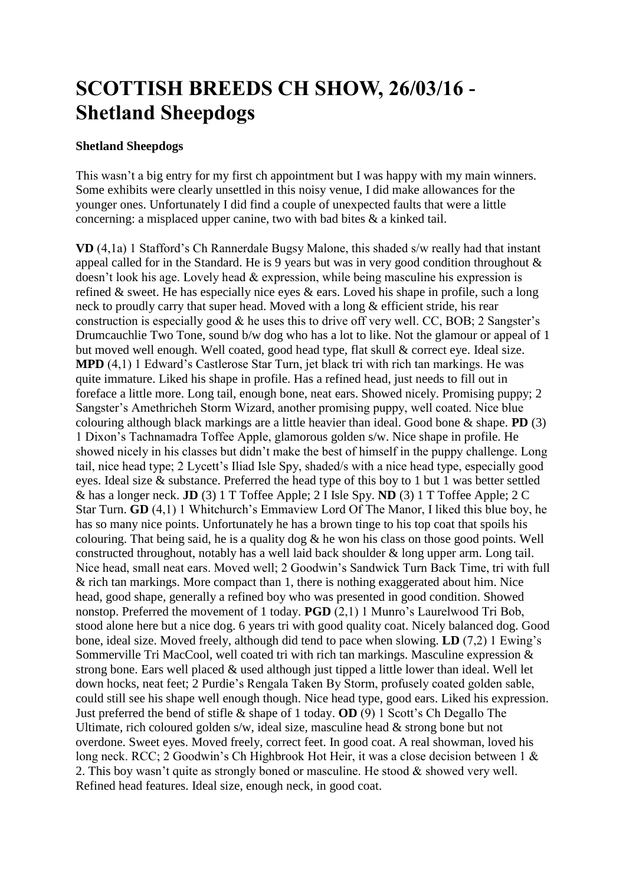# SCOTTISH BREEDS CH SHOW, 26/03/16 - Shetland Sheepdogs

**Shetland Sheepdogs**

This wasn't a big entry for my first ch appointment but I was happy with my main winners. Some exhibits were clearly unsettled in this noisy venue, I did make allowances for the younger ones. Unfortunately I did find a couple of unexpected faults that were a little concerning: a misplaced upper canine, two with bad bites & a kinked tail.

**VD** (4,1a) 1 Stafford's Ch Rannerdale Bugsy Malone, this shaded s/w really had that instant appeal called for in the Standard. He is 9 years but was in very good condition throughout & doesn't look his age. Lovely head & expression, while being masculine his expression is refined & sweet. He has especially nice eyes & ears. Loved his shape in profile, such a long neck to proudly carry that super head. Moved with a long & efficient stride, his rear construction is especially good & he uses this to drive off very well. CC, BOB; 2 Sangster's Drumcauchlie Two Tone, sound b/w dog who has a lot to like. Not the glamour or appeal of 1 but moved well enough. Well coated, good head type, flat skull & correct eye. Ideal size. **MPD** (4,1) 1 Edward's Castlerose Star Turn, jet black tri with rich tan markings. He was quite immature. Liked his shape in profile. Has a refined head, just needs to fill out in foreface a little more. Long tail, enough bone, neat ears. Showed nicely. Promising puppy; 2 Sangster's Amethricheh Storm Wizard, another promising puppy, well coated. Nice blue colouring although black markings are a little heavier than ideal. Good bone & shape. **PD** (3) 1 Dixon's Tachnamadra Toffee Apple, glamorous golden s/w. Nice shape in profile. He showed nicely in his classes but didn't make the best of himself in the puppy challenge. Long tail, nice head type; 2 Lycett's Iliad Isle Spy, shaded/s with a nice head type, especially good eyes. Ideal size & substance. Preferred the head type of this boy to 1 but 1 was better settled & has a longer neck. **JD** (3) 1 T Toffee Apple; 2 I Isle Spy. **ND** (3) 1 T Toffee Apple; 2 C Star Turn. **GD** (4,1) 1 Whitchurch's Emmaview Lord Of The Manor, I liked this blue boy, he has so many nice points. Unfortunately he has a brown tinge to his top coat that spoils his colouring. That being said, he is a quality dog & he won his class on those good points. Well constructed throughout, notably has a well laid back shoulder & long upper arm. Long tail. Nice head, small neat ears. Moved well; 2 Goodwin's Sandwick Turn Back Time, tri with full & rich tan markings. More compact than 1, there is nothing exaggerated about him. Nice head, good shape, generally a refined boy who was presented in good condition. Showed nonstop. Preferred the movement of 1 today. **PGD** (2,1) 1 Munro's Laurelwood Tri Bob, stood alone here but a nice dog. 6 years tri with good quality coat. Nicely balanced dog. Good bone, ideal size. Moved freely, although did tend to pace when slowing. **LD** (7,2) 1 Ewing's Sommerville Tri MacCool, well coated tri with rich tan markings. Masculine expression & strong bone. Ears well placed & used although just tipped a little lower than ideal. Well let down hocks, neat feet; 2 Purdie's Rengala Taken By Storm, profusely coated golden sable, could still see his shape well enough though. Nice head type, good ears. Liked his expression. Just preferred the bend of stifle & shape of 1 today. **OD** (9) 1 Scott's Ch Degallo The Ultimate, rich coloured golden s/w, ideal size, masculine head & strong bone but not overdone. Sweet eyes. Moved freely, correct feet. In good coat. A real showman, loved his long neck. RCC; 2 Goodwin's Ch Highbrook Hot Heir, it was a close decision between 1 & 2. This boy wasn't quite as strongly boned or masculine. He stood & showed very well. Refined head features. Ideal size, enough neck, in good coat.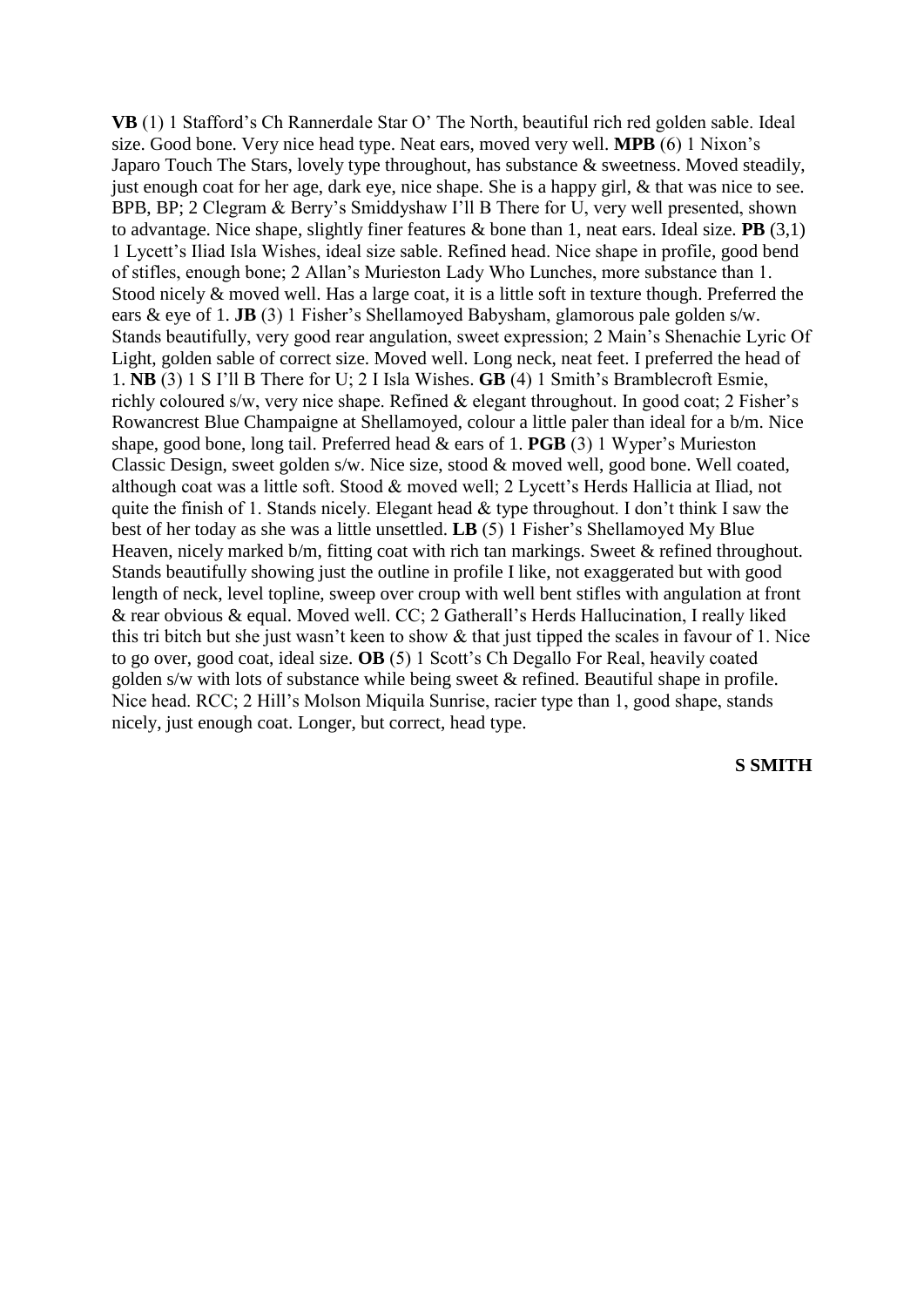**VB** (1) 1 Stafford's Ch Rannerdale Star O' The North, beautiful rich red golden sable. Ideal size. Good bone. Very nice head type. Neat ears, moved very well. **MPB** (6) 1 Nixon's Japaro Touch The Stars, lovely type throughout, has substance & sweetness. Moved steadily, just enough coat for her age, dark eye, nice shape. She is a happy girl, & that was nice to see. BPB, BP; 2 Clegram & Berry's Smiddyshaw I'll B There for U, very well presented, shown to advantage. Nice shape, slightly finer features & bone than 1, neat ears. Ideal size. **PB** (3,1) 1 Lycett's Iliad Isla Wishes, ideal size sable. Refined head. Nice shape in profile, good bend of stifles, enough bone; 2 Allan's Murieston Lady Who Lunches, more substance than 1. Stood nicely & moved well. Has a large coat, it is a little soft in texture though. Preferred the ears & eye of 1. **JB** (3) 1 Fisher's Shellamoyed Babysham, glamorous pale golden s/w. Stands beautifully, very good rear angulation, sweet expression; 2 Main's Shenachie Lyric Of Light, golden sable of correct size. Moved well. Long neck, neat feet. I preferred the head of 1. **NB** (3) 1 S I'll B There for U; 2 I Isla Wishes. **GB** (4) 1 Smith's Bramblecroft Esmie, richly coloured s/w, very nice shape. Refined & elegant throughout. In good coat; 2 Fisher's Rowancrest Blue Champaigne at Shellamoyed, colour a little paler than ideal for a b/m. Nice shape, good bone, long tail. Preferred head & ears of 1. **PGB** (3) 1 Wyper's Murieston Classic Design, sweet golden s/w. Nice size, stood & moved well, good bone. Well coated, although coat was a little soft. Stood & moved well; 2 Lycett's Herds Hallicia at Iliad, not quite the finish of 1. Stands nicely. Elegant head & type throughout. I don't think I saw the best of her today as she was a little unsettled. **LB** (5) 1 Fisher's Shellamoyed My Blue Heaven, nicely marked b/m, fitting coat with rich tan markings. Sweet & refined throughout. Stands beautifully showing just the outline in profile I like, not exaggerated but with good length of neck, level topline, sweep over croup with well bent stifles with angulation at front & rear obvious & equal. Moved well. CC; 2 Gatherall's Herds Hallucination, I really liked this tri bitch but she just wasn't keen to show & that just tipped the scales in favour of 1. Nice to go over, good coat, ideal size. **OB** (5) 1 Scott's Ch Degallo For Real, heavily coated golden s/w with lots of substance while being sweet & refined. Beautiful shape in profile. Nice head. RCC; 2 Hill's Molson Miquila Sunrise, racier type than 1, good shape, stands nicely, just enough coat. Longer, but correct, head type.

**S SMITH**